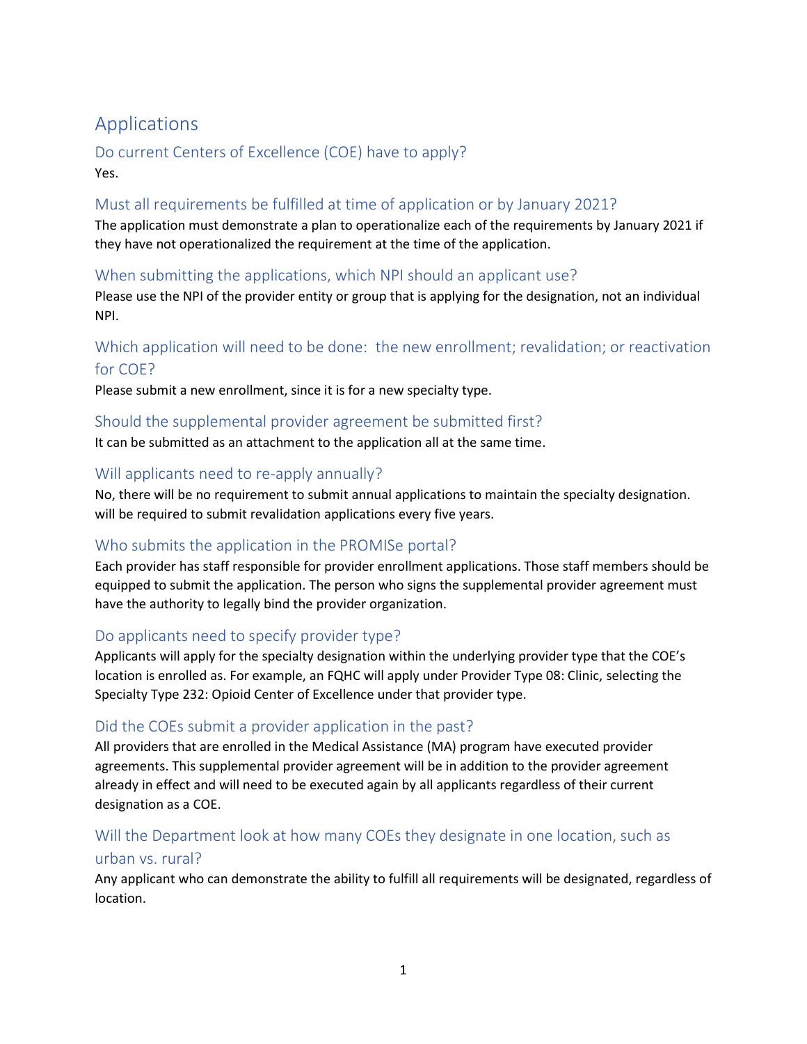# Applications

## Do current Centers of Excellence (COE) have to apply?

Yes.

## Must all requirements be fulfilled at time of application or by January 2021?

The application must demonstrate a plan to operationalize each of the requirements by January 2021 if they have not operationalized the requirement at the time of the application.

## When submitting the applications, which NPI should an applicant use?

Please use the NPI of the provider entity or group that is applying for the designation, not an individual NPI.

## Which application will need to be done: the new enrollment; revalidation; or reactivation for COE?

Please submit a new enrollment, since it is for a new specialty type.

## Should the supplemental provider agreement be submitted first?

It can be submitted as an attachment to the application all at the same time.

## Will applicants need to re-apply annually?

No, there will be no requirement to submit annual applications to maintain the specialty designation. will be required to submit revalidation applications every five years.

## Who submits the application in the PROMISe portal?

Each provider has staff responsible for provider enrollment applications. Those staff members should be equipped to submit the application. The person who signs the supplemental provider agreement must have the authority to legally bind the provider organization.

## Do applicants need to specify provider type?

Applicants will apply for the specialty designation within the underlying provider type that the COE's location is enrolled as. For example, an FQHC will apply under Provider Type 08: Clinic, selecting the Specialty Type 232: Opioid Center of Excellence under that provider type.

## Did the COEs submit a provider application in the past?

All providers that are enrolled in the Medical Assistance (MA) program have executed provider agreements. This supplemental provider agreement will be in addition to the provider agreement already in effect and will need to be executed again by all applicants regardless of their current designation as a COE.

## Will the Department look at how many COEs they designate in one location, such as urban vs. rural?

Any applicant who can demonstrate the ability to fulfill all requirements will be designated, regardless of location.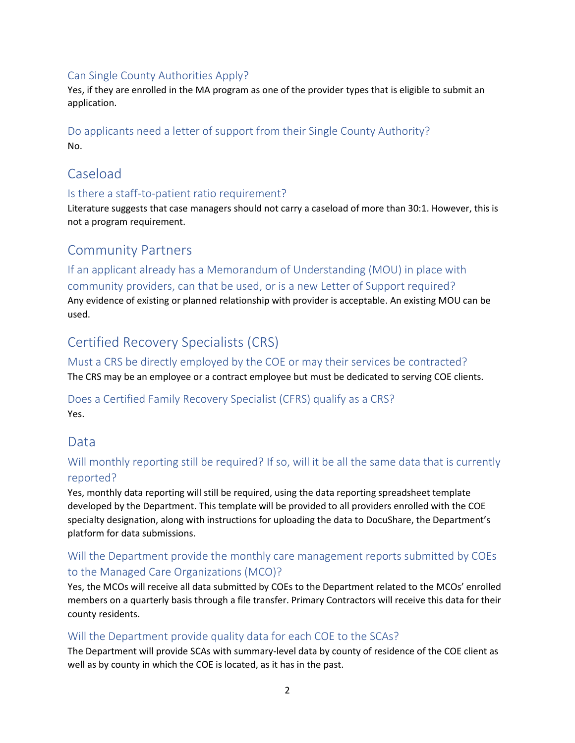### Can Single County Authorities Apply?

Yes, if they are enrolled in the MA program as one of the provider types that is eligible to submit an application.

### Do applicants need a letter of support from their Single County Authority?

No.

## Caseload

### Is there a staff-to-patient ratio requirement?

Literature suggests that case managers should not carry a caseload of more than 30:1. However, this is not a program requirement.

## Community Partners

### If an applicant already has a Memorandum of Understanding (MOU) in place with community providers, can that be used, or is a new Letter of Support required?

Any evidence of existing or planned relationship with provider is acceptable. An existing MOU can be used.

## Certified Recovery Specialists (CRS)

### Must a CRS be directly employed by the COE or may their services be contracted?

The CRS may be an employee or a contract employee but must be dedicated to serving COE clients.

### Does a Certified Family Recovery Specialist (CFRS) qualify as a CRS?

Yes.

## Data

### Will monthly reporting still be required? If so, will it be all the same data that is currently reported?

Yes, monthly data reporting will still be required, using the data reporting spreadsheet template developed by the Department. This template will be provided to all providers enrolled with the COE specialty designation, along with instructions for uploading the data to DocuShare, the Department's platform for data submissions.

### Will the Department provide the monthly care management reports submitted by COEs to the Managed Care Organizations (MCO)?

Yes, the MCOs will receive all data submitted by COEs to the Department related to the MCOs' enrolled members on a quarterly basis through a file transfer. Primary Contractors will receive this data for their county residents.

### Will the Department provide quality data for each COE to the SCAs?

The Department will provide SCAs with summary-level data by county of residence of the COE client as well as by county in which the COE is located, as it has in the past.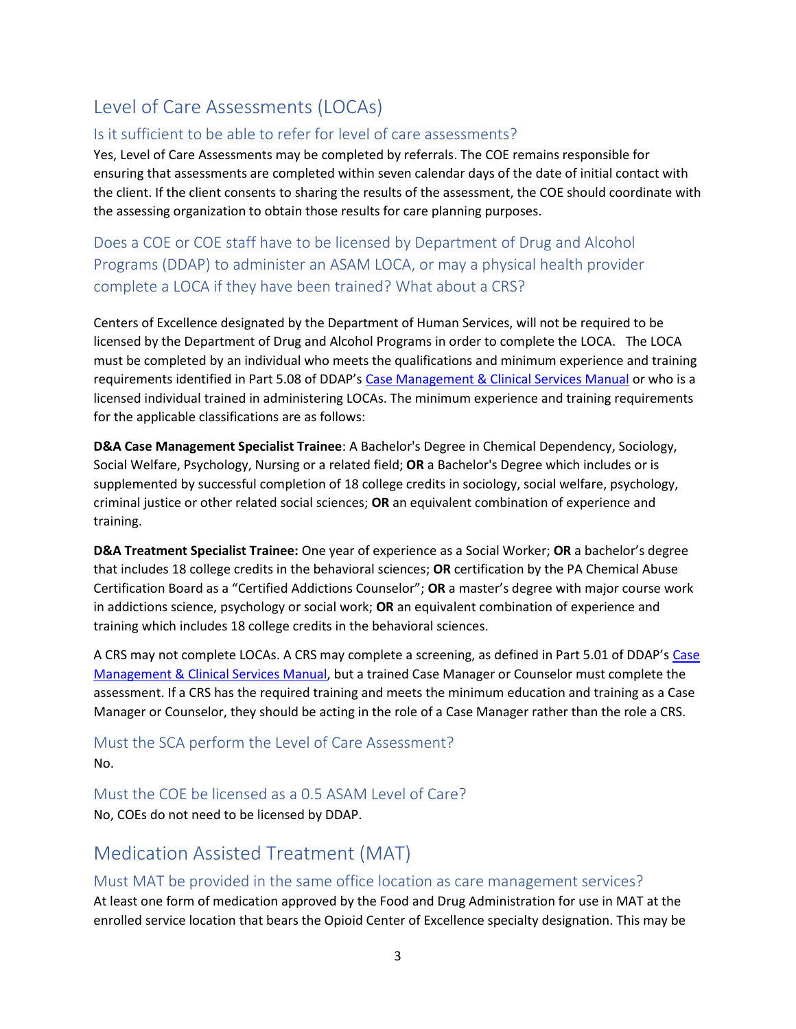# Level of Care Assessments (LOCAs)

## Is it sufficient to be able to refer for level of care assessments?

Yes, Level of Care Assessments may be completed by referrals. The COE remains responsible for ensuring that assessments are completed within seven calendar days of the date of initial contact with the client. If the client consents to sharing the results of the assessment, the COE should coordinate with the assessing organization to obtain those results for care planning purposes.

## Does a COE or COE staff have to be licensed by Department of Drug and Alcohol Programs (DDAP) to administer an ASAM LOCA, or may a physical health provider complete a LOCA if they have been trained? What about a CRS?

Centers of Excellence designated by the Department of Human Services, will not be required to be licensed by the Department of Drug and Alcohol Programs in order to complete the LOCA. The LOCA must be completed by an individual who meets the qualifications and minimum experience and training requirements identified in Part 5.08 of DDAP's Case Management & Clinical Services Manual or who is a licensed individual trained in administering LOCAs. The minimum experience and training requirements for the applicable classifications are as follows:

**D&A Case Management Specialist Trainee**: A Bachelor's Degree in Chemical Dependency, Sociology, Social Welfare, Psychology, Nursing or a related field; **OR** a Bachelor's Degree which includes or is supplemented by successful completion of 18 college credits in sociology, social welfare, psychology, criminal justice or other related social sciences; **OR** an equivalent combination of experience and training.

**D&A Treatment Specialist Trainee:** One year of experience as a Social Worker; **OR** a bachelor's degree that includes 18 college credits in the behavioral sciences; **OR** certification by the PA Chemical Abuse Certification Board as a "Certified Addictions Counselor"; **OR** a master's degree with major course work in addictions science, psychology or social work; **OR** an equivalent combination of experience and training which includes 18 college credits in the behavioral sciences.

A CRS may not complete LOCAs. A CRS may complete a screening, as defined in Part 5.01 of DDAP's Case Management & Clinical Services Manual, but a trained Case Manager or Counselor must complete the assessment. If a CRS has the required training and meets the minimum education and training as a Case Manager or Counselor, they should be acting in the role of a Case Manager rather than the role a CRS.

## Must the SCA perform the Level of Care Assessment?

No.

## Must the COE be licensed as a 0.5 ASAM Level of Care?

No, COEs do not need to be licensed by DDAP.

# Medication Assisted Treatment (MAT)

## Must MAT be provided in the same office location as care management services?

At least one form of medication approved by the Food and Drug Administration for use in MAT at the enrolled service location that bears the Opioid Center of Excellence specialty designation. This may be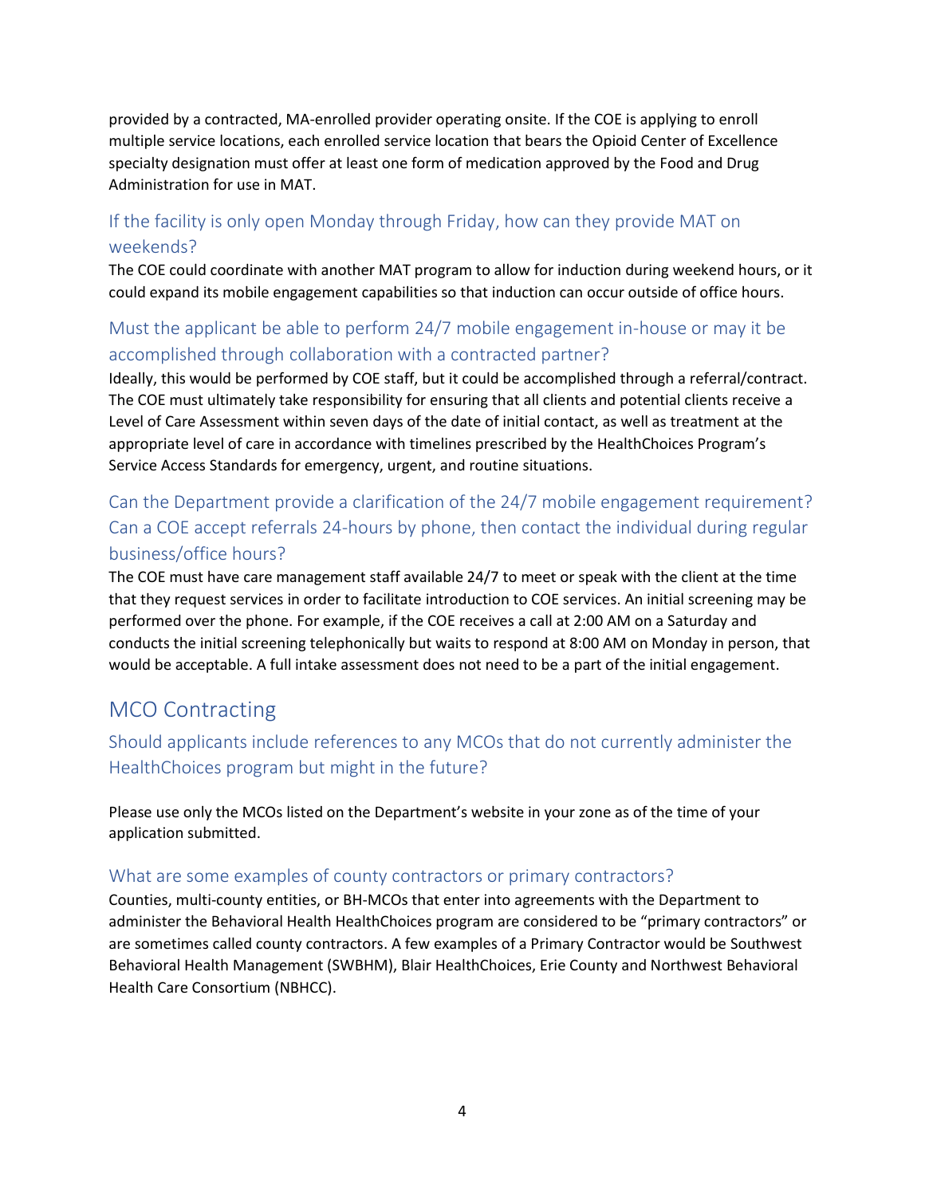provided by a contracted, MA-enrolled provider operating onsite. If the COE is applying to enroll multiple service locations, each enrolled service location that bears the Opioid Center of Excellence specialty designation must offer at least one form of medication approved by the Food and Drug Administration for use in MAT.

### If the facility is only open Monday through Friday, how can they provide MAT on weekends?

The COE could coordinate with another MAT program to allow for induction during weekend hours, or it could expand its mobile engagement capabilities so that induction can occur outside of office hours.

### Must the applicant be able to perform 24/7 mobile engagement in-house or may it be accomplished through collaboration with a contracted partner?

Ideally, this would be performed by COE staff, but it could be accomplished through a referral/contract. The COE must ultimately take responsibility for ensuring that all clients and potential clients receive a Level of Care Assessment within seven days of the date of initial contact, as well as treatment at the appropriate level of care in accordance with timelines prescribed by the HealthChoices Program's Service Access Standards for emergency, urgent, and routine situations.

### Can the Department provide a clarification of the 24/7 mobile engagement requirement? Can a COE accept referrals 24-hours by phone, then contact the individual during regular business/office hours?

The COE must have care management staff available 24/7 to meet or speak with the client at the time that they request services in order to facilitate introduction to COE services. An initial screening may be performed over the phone. For example, if the COE receives a call at 2:00 AM on a Saturday and conducts the initial screening telephonically but waits to respond at 8:00 AM on Monday in person, that would be acceptable. A full intake assessment does not need to be a part of the initial engagement.

## MCO Contracting

### Should applicants include references to any MCOs that do not currently administer the HealthChoices program but might in the future?

Please use only the MCOs listed on the Department's website in your zone as of the time of your application submitted.

### What are some examples of county contractors or primary contractors?

Counties, multi-county entities, or BH-MCOs that enter into agreements with the Department to administer the Behavioral Health HealthChoices program are considered to be "primary contractors" or are sometimes called county contractors. A few examples of a Primary Contractor would be Southwest Behavioral Health Management (SWBHM), Blair HealthChoices, Erie County and Northwest Behavioral Health Care Consortium (NBHCC).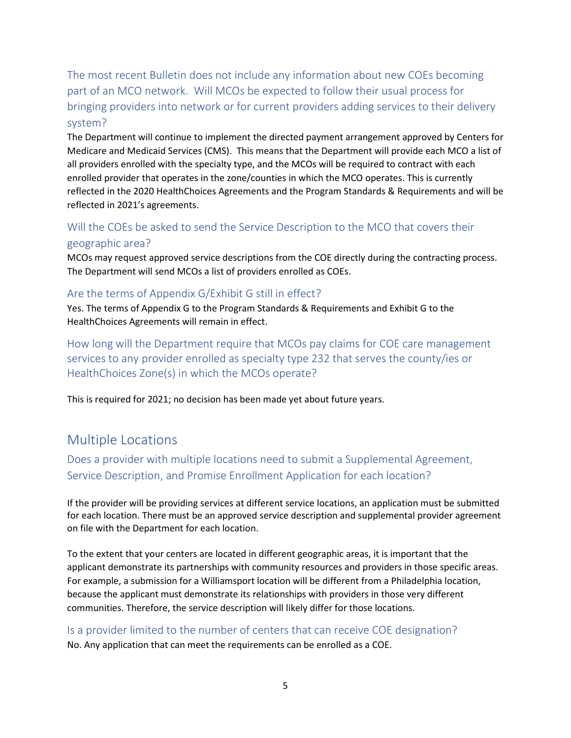### The most recent Bulletin does not include any information about new COEs becoming part of an MCO network. Will MCOs be expected to follow their usual process for bringing providers into network or for current providers adding services to their delivery system?

The Department will continue to implement the directed payment arrangement approved by Centers for Medicare and Medicaid Services (CMS). This means that the Department will provide each MCO a list of all providers enrolled with the specialty type, and the MCOs will be required to contract with each enrolled provider that operates in the zone/counties in which the MCO operates. This is currently reflected in the 2020 HealthChoices Agreements and the Program Standards & Requirements and will be reflected in 2021's agreements.

### Will the COEs be asked to send the Service Description to the MCO that covers their geographic area?

MCOs may request approved service descriptions from the COE directly during the contracting process. The Department will send MCOs a list of providers enrolled as COEs.

### Are the terms of Appendix G/Exhibit G still in effect?

Yes. The terms of Appendix G to the Program Standards & Requirements and Exhibit G to the HealthChoices Agreements will remain in effect.

### How long will the Department require that MCOs pay claims for COE care management services to any provider enrolled as specialty type 232 that serves the county/ies or HealthChoices Zone(s) in which the MCOs operate?

This is required for 2021; no decision has been made yet about future years.

## Multiple Locations

### Does a provider with multiple locations need to submit a Supplemental Agreement, Service Description, and Promise Enrollment Application for each location?

If the provider will be providing services at different service locations, an application must be submitted for each location. There must be an approved service description and supplemental provider agreement on file with the Department for each location.

To the extent that your centers are located in different geographic areas, it is important that the applicant demonstrate its partnerships with community resources and providers in those specific areas. For example, a submission for a Williamsport location will be different from a Philadelphia location, because the applicant must demonstrate its relationships with providers in those very different communities. Therefore, the service description will likely differ for those locations.

### Is a provider limited to the number of centers that can receive COE designation?

No. Any application that can meet the requirements can be enrolled as a COE.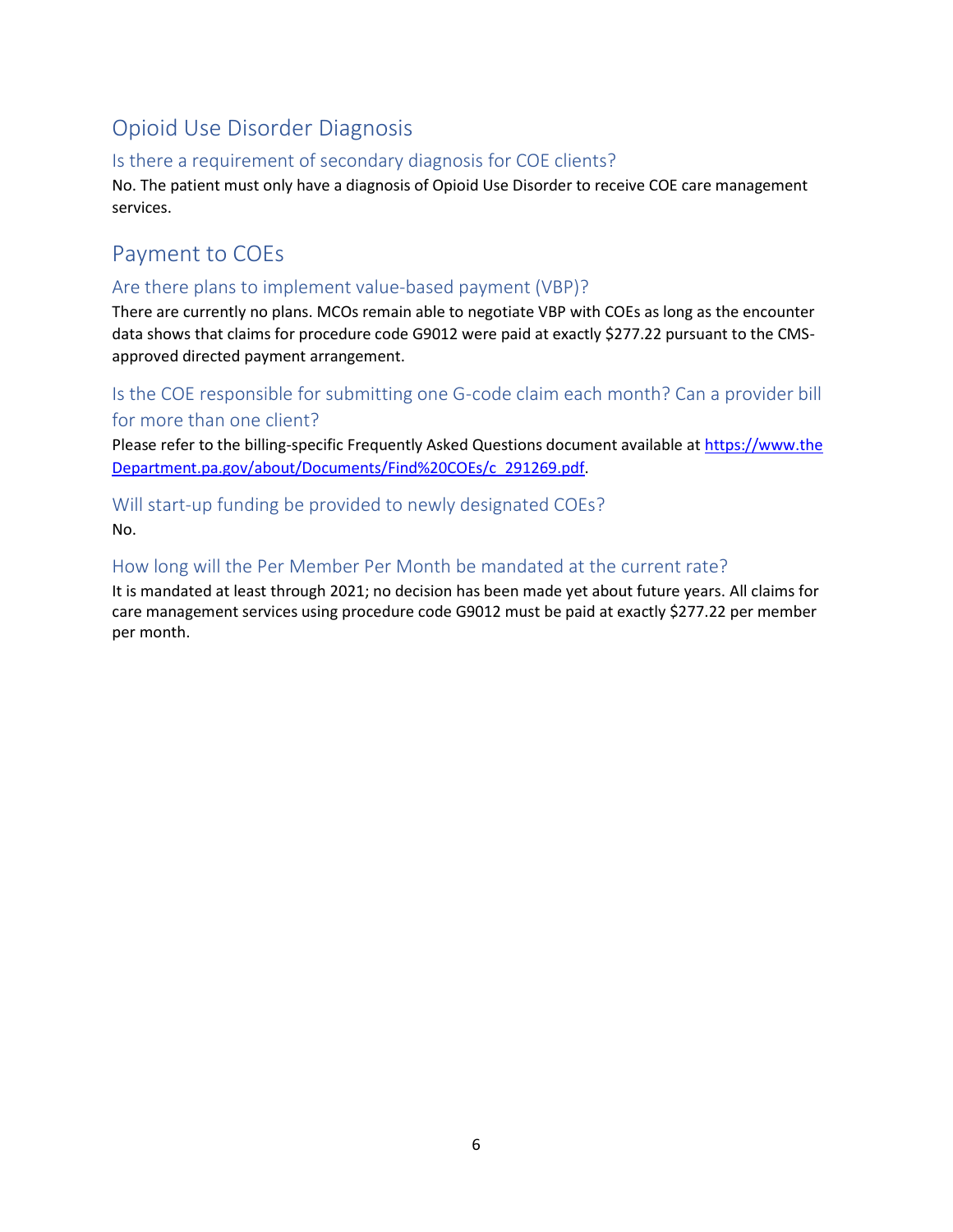## Opioid Use Disorder Diagnosis

### Is there a requirement of secondary diagnosis for COE clients?

No. The patient must only have a diagnosis of Opioid Use Disorder to receive COE care management services.

## Payment to COEs

### Are there plans to implement value-based payment (VBP)?

There are currently no plans. MCOs remain able to negotiate VBP with COEs as long as the encounter data shows that claims for procedure code G9012 were paid at exactly $277.22 pursuant to the CMS-approved directed payment arrangement.

### Is the COE responsible for submitting one G-code claim each month? Can a provider bill for more than one client?

Please refer to the billing-specific Frequently Asked Questions document available at [https://www.theDepartment.pa.gov/about/Documents/Find%20COEs/c_291269.pdf](https://www.theDepartment.pa.gov/about/Documents/Find%20COEs/c_291269.pdf).

### Will start-up funding be provided to newly designated COEs?

No.

### How long will the Per Member Per Month be mandated at the current rate?

It is mandated at least through 2021; no decision has been made yet about future years. All claims for care management services using procedure code G9012 must be paid at exactly $277.22 per member per month.